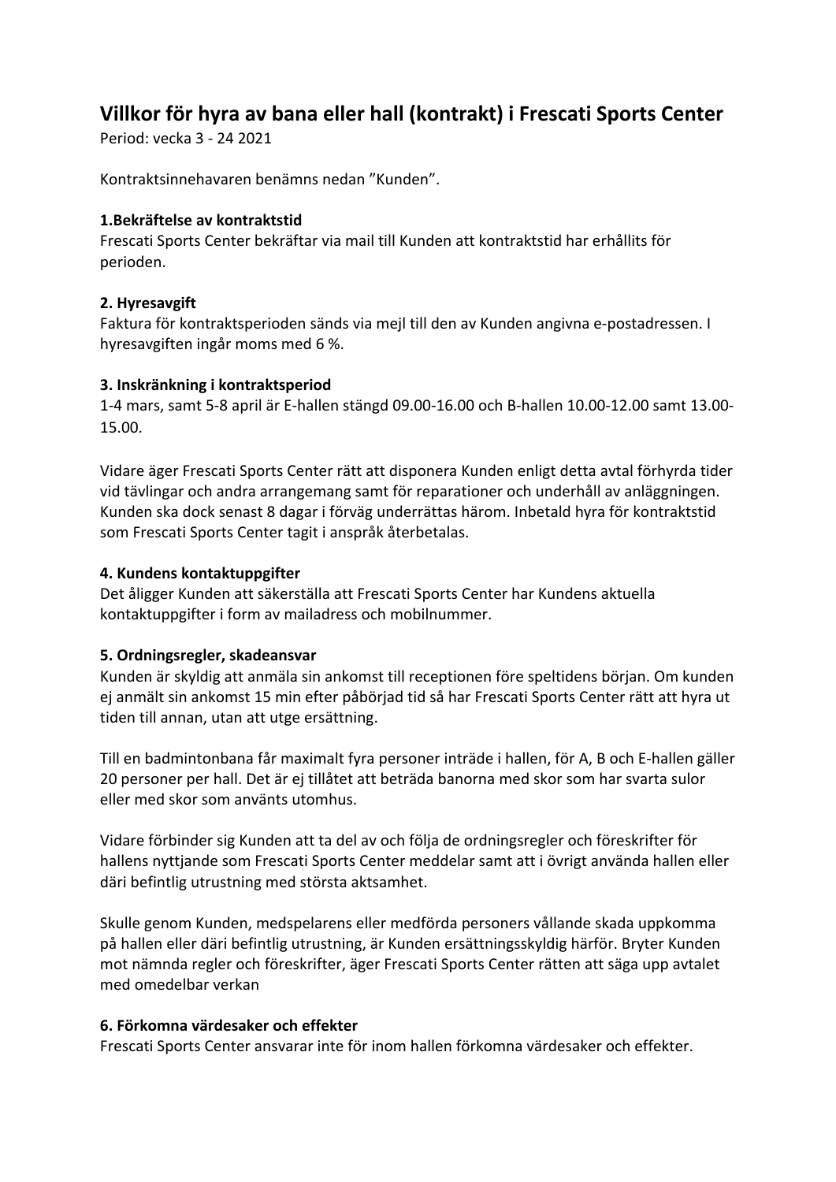# Villkor för hyra av bana eller hall (kontrakt) i Frescati Sports Center

Period: vecka 3 - 24 2021

Kontraktsinnehavaren benämns nedan ”Kunden”.

### 1.Bekräftelse av kontraktstid

Frescati Sports Center bekräftar via mail till Kunden att kontraktstid har erhållits för perioden.

### 2. Hyresavgift

Faktura för kontraktsperioden sänds via mejl till den av Kunden angivna e-postadressen. I hyresavgiften ingår moms med 6 %.

### 3. Inskränkning i kontraktsperiod

1-4 mars, samt 5-8 april är E-hallen stängd 09.00-16.00 och B-hallen 10.00-12.00 samt 13.00-15.00.

Vidare äger Frescati Sports Center rätt att disponera Kunden enligt detta avtal förhyrda tider vid tävlingar och andra arrangemang samt för reparationer och underhåll av anläggningen. Kunden ska dock senast 8 dagar i förväg underrättas härom. Inbetald hyra för kontraktstid som Frescati Sports Center tagit i anspråk återbetalas.

### 4. Kundens kontaktuppgifter

Det åligger Kunden att säkerställa att Frescati Sports Center har Kundens aktuella kontaktuppgifter i form av mailadress och mobilnummer.

### 5. Ordningsregler, skadeansvar

Kunden är skyldig att anmäla sin ankomst till receptionen före speltidens början. Om kunden ej anmält sin ankomst 15 min efter påbörjad tid så har Frescati Sports Center rätt att hyra ut tiden till annan, utan att utge ersättning.

Till en badmintonbana får maximalt fyra personer inträde i hallen, för A, B och E-hallen gäller 20 personer per hall. Det är ej tillåtet att beträda banorna med skor som har svarta sulor eller med skor som använts utomhus.

Vidare förbinder sig Kunden att ta del av och följa de ordningsregler och föreskrifter för hallens nyttjande som Frescati Sports Center meddelar samt att i övrigt använda hallen eller däri befintlig utrustning med största aktsamhet.

Skulle genom Kunden, medspelarens eller medförda personers vållande skada uppkomma på hallen eller däri befintlig utrustning, är Kunden ersättningsskyldig härför. Bryter Kunden mot nämnda regler och föreskrifter, äger Frescati Sports Center rätten att säga upp avtalet med omedelbar verkan

### 6. Förkomna värdesaker och effekter

Frescati Sports Center ansvarar inte för inom hallen förkomna värdesaker och effekter.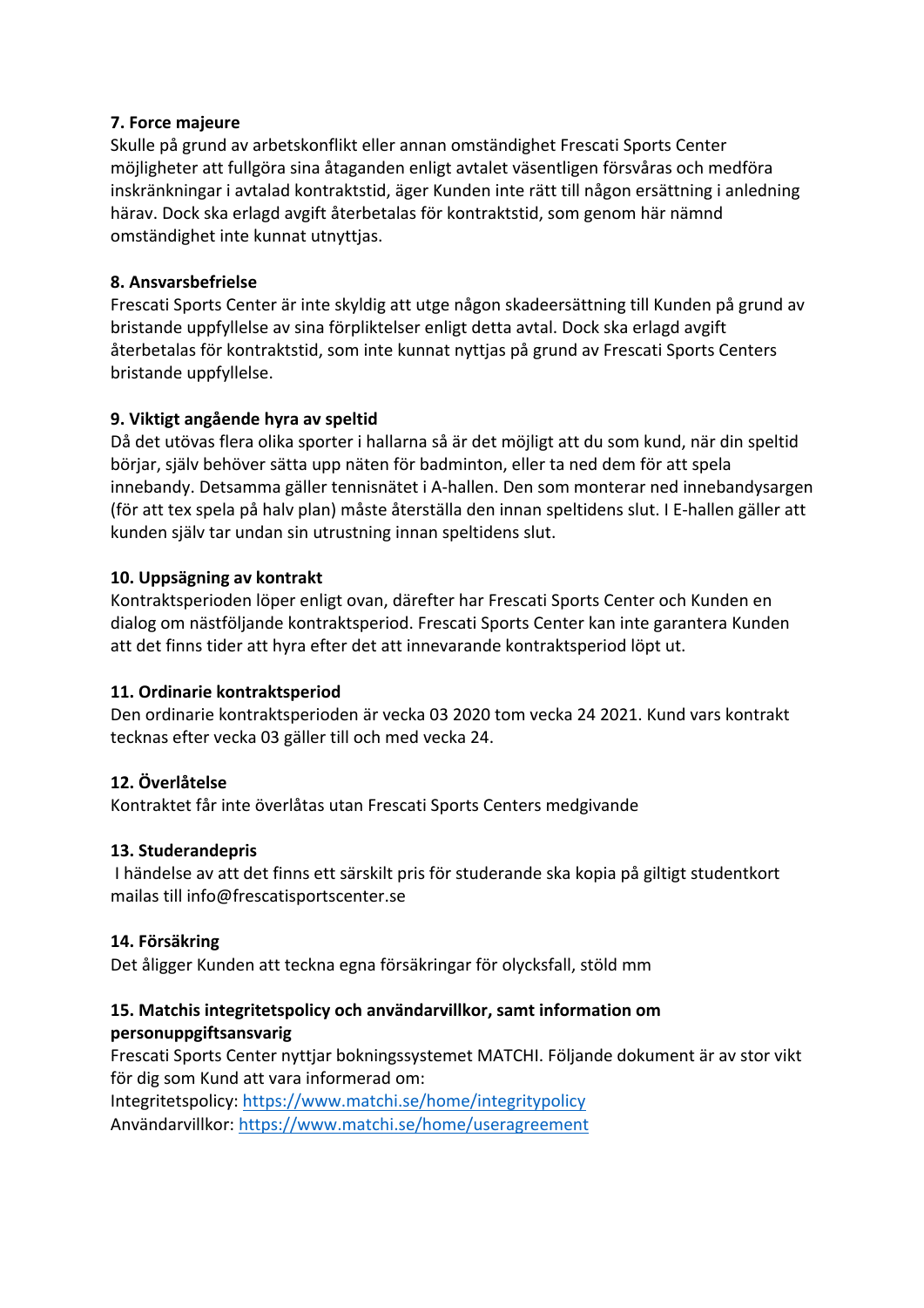**7. Force majeure**
Skulle på grund av arbetskonflikt eller annan omständighet Frescati Sports Center möjligheter att fullgöra sina åtaganden enligt avtalet väsentligen försvåras och medföra inskränkningar i avtalad kontraktstid, äger Kunden inte rätt till någon ersättning i anledning härav. Dock ska erlagd avgift återbetalas för kontraktstid, som genom här nämnd omständighet inte kunnat utnyttjas.

**8. Ansvarsbefrielse**
Frescati Sports Center är inte skyldig att utge någon skadeersättning till Kunden på grund av bristande uppfyllelse av sina förpliktelser enligt detta avtal. Dock ska erlagd avgift återbetalas för kontraktstid, som inte kunnat nyttjas på grund av Frescati Sports Centers bristande uppfyllelse.

**9. Viktigt angående hyra av speltid**
Då det utövas flera olika sporter i hallarna så är det möjligt att du som kund, när din speltid börjar, själv behöver sätta upp näten för badminton, eller ta ned dem för att spela innebandy. Detsamma gäller tennisnätet i A-hallen. Den som monterar ned innebandysargen (för att tex spela på halv plan) måste återställa den innan speltidens slut. I E-hallen gäller att kunden själv tar undan sin utrustning innan speltidens slut.

**10. Uppsägning av kontrakt**
Kontraktsperioden löper enligt ovan, därefter har Frescati Sports Center och Kunden en dialog om nästföljande kontraktsperiod. Frescati Sports Center kan inte garantera Kunden att det finns tider att hyra efter det att innevarande kontraktsperiod löpt ut.

**11. Ordinarie kontraktsperiod**
Den ordinarie kontraktsperioden är vecka 03 2020 tom vecka 24 2021. Kund vars kontrakt tecknas efter vecka 03 gäller till och med vecka 24.

**12. Överlåtelse**
Kontraktet får inte överlåtas utan Frescati Sports Centers medgivande

**13. Studerandepris**
I händelse av att det finns ett särskilt pris för studerande ska kopia på giltigt studentkort mailas till info@frescatisportscenter.se

**14. Försäkring**
Det åligger Kunden att teckna egna försäkringar för olycksfall, stöld mm

**15. Matchis integritetspolicy och användarvillkor, samt information om personuppgiftsansvarig**
Frescati Sports Center nyttjar bokningssystemet MATCHI. Följande dokument är av stor vikt för dig som Kund att vara informerad om:
Integritetspolicy: https://www.matchi.se/home/integritypolicy
Användarvillkor: https://www.matchi.se/home/useragreement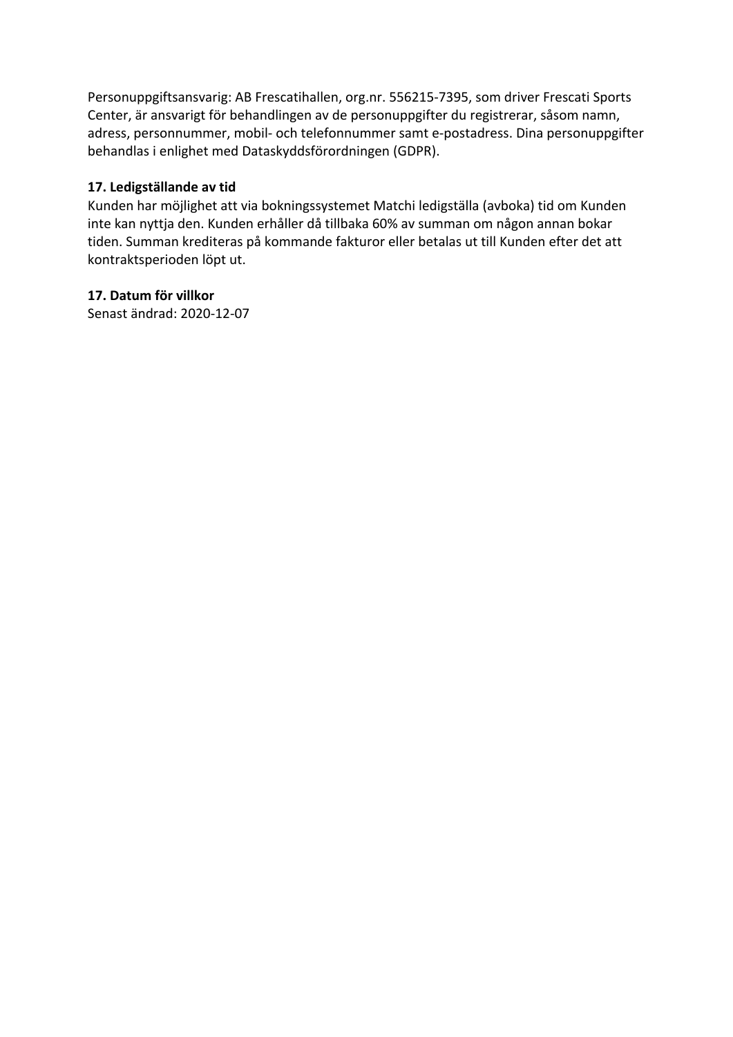Personuppgiftsansvarig: AB Frescatihallen, org.nr. 556215-7395, som driver Frescati Sports Center, är ansvarigt för behandlingen av de personuppgifter du registrerar, såsom namn, adress, personnummer, mobil- och telefonnummer samt e-postadress. Dina personuppgifter behandlas i enlighet med Dataskyddsförordningen (GDPR).

**17. Ledigställande av tid**

Kunden har möjlighet att via bokningssystemet Matchi ledigställa (avboka) tid om Kunden inte kan nyttja den. Kunden erhåller då tillbaka 60% av summan om någon annan bokar tiden. Summan krediteras på kommande fakturor eller betalas ut till Kunden efter det att kontraktsperioden löpt ut.

**17. Datum för villkor**

Senast ändrad: 2020-12-07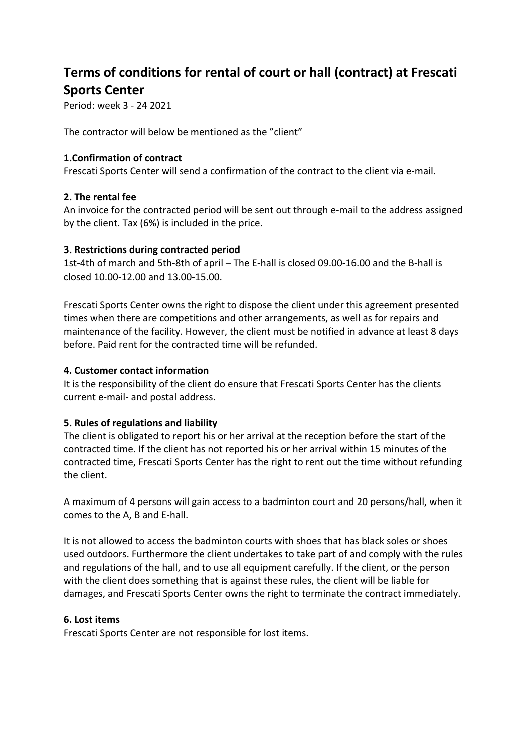# Terms of conditions for rental of court or hall (contract) at Frescati Sports Center

Period: week 3 - 24 2021

The contractor will below be mentioned as the ”client”

**1.Confirmation of contract**

Frescati Sports Center will send a confirmation of the contract to the client via e-mail.

**2. The rental fee**

An invoice for the contracted period will be sent out through e-mail to the address assigned by the client. Tax (6%) is included in the price.

**3. Restrictions during contracted period**

1st-4th of march and 5th-8th of april – The E-hall is closed 09.00-16.00 and the B-hall is closed 10.00-12.00 and 13.00-15.00.

Frescati Sports Center owns the right to dispose the client under this agreement presented times when there are competitions and other arrangements, as well as for repairs and maintenance of the facility. However, the client must be notified in advance at least 8 days before. Paid rent for the contracted time will be refunded.

**4. Customer contact information**

It is the responsibility of the client do ensure that Frescati Sports Center has the clients current e-mail- and postal address.

**5. Rules of regulations and liability**

The client is obligated to report his or her arrival at the reception before the start of the contracted time. If the client has not reported his or her arrival within 15 minutes of the contracted time, Frescati Sports Center has the right to rent out the time without refunding the client.

A maximum of 4 persons will gain access to a badminton court and 20 persons/hall, when it comes to the A, B and E-hall.

It is not allowed to access the badminton courts with shoes that has black soles or shoes used outdoors. Furthermore the client undertakes to take part of and comply with the rules and regulations of the hall, and to use all equipment carefully. If the client, or the person with the client does something that is against these rules, the client will be liable for damages, and Frescati Sports Center owns the right to terminate the contract immediately.

**6. Lost items**

Frescati Sports Center are not responsible for lost items.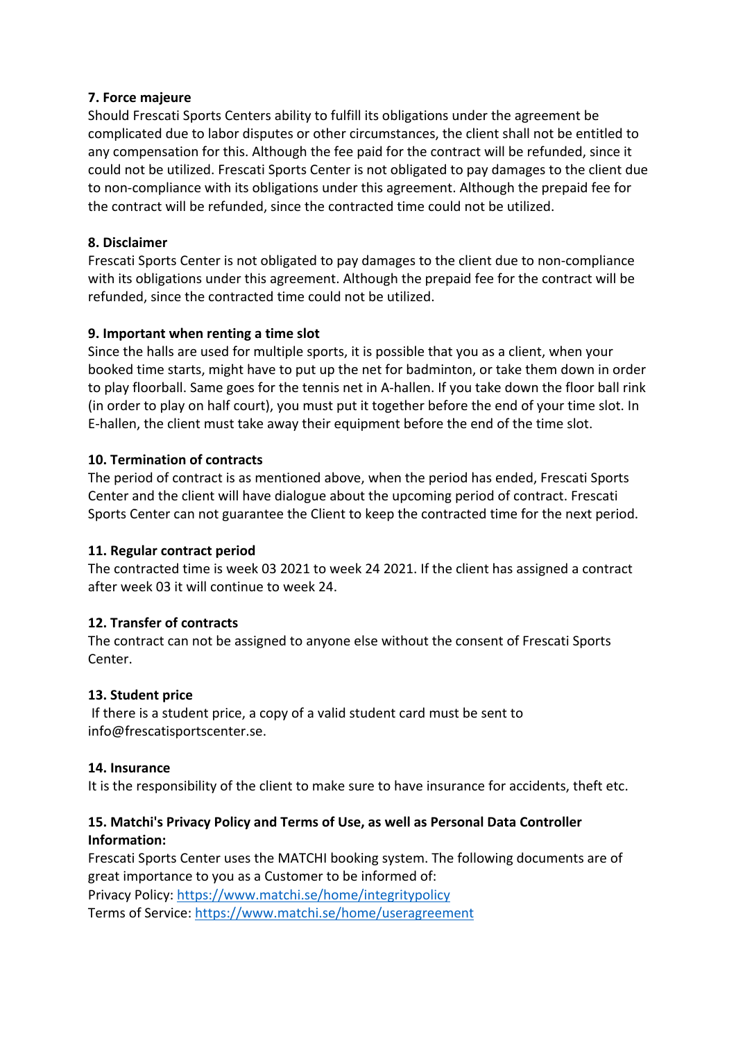**7. Force majeure**

Should Frescati Sports Centers ability to fulfill its obligations under the agreement be complicated due to labor disputes or other circumstances, the client shall not be entitled to any compensation for this. Although the fee paid for the contract will be refunded, since it could not be utilized. Frescati Sports Center is not obligated to pay damages to the client due to non-compliance with its obligations under this agreement. Although the prepaid fee for the contract will be refunded, since the contracted time could not be utilized.

**8. Disclaimer**

Frescati Sports Center is not obligated to pay damages to the client due to non-compliance with its obligations under this agreement. Although the prepaid fee for the contract will be refunded, since the contracted time could not be utilized.

**9. Important when renting a time slot**

Since the halls are used for multiple sports, it is possible that you as a client, when your booked time starts, might have to put up the net for badminton, or take them down in order to play floorball. Same goes for the tennis net in A-hallen. If you take down the floor ball rink (in order to play on half court), you must put it together before the end of your time slot. In E-hallen, the client must take away their equipment before the end of the time slot.

**10. Termination of contracts**

The period of contract is as mentioned above, when the period has ended, Frescati Sports Center and the client will have dialogue about the upcoming period of contract. Frescati Sports Center can not guarantee the Client to keep the contracted time for the next period.

**11. Regular contract period**

The contracted time is week 03 2021 to week 24 2021. If the client has assigned a contract after week 03 it will continue to week 24.

**12. Transfer of contracts**

The contract can not be assigned to anyone else without the consent of Frescati Sports Center.

**13. Student price**

If there is a student price, a copy of a valid student card must be sent to info@frescatisportscenter.se.

**14. Insurance**

It is the responsibility of the client to make sure to have insurance for accidents, theft etc.

**15. Matchi's Privacy Policy and Terms of Use, as well as Personal Data Controller Information:**

Frescati Sports Center uses the MATCHI booking system. The following documents are of great importance to you as a Customer to be informed of:
Privacy Policy: https://www.matchi.se/home/integritypolicy
Terms of Service: https://www.matchi.se/home/useragreement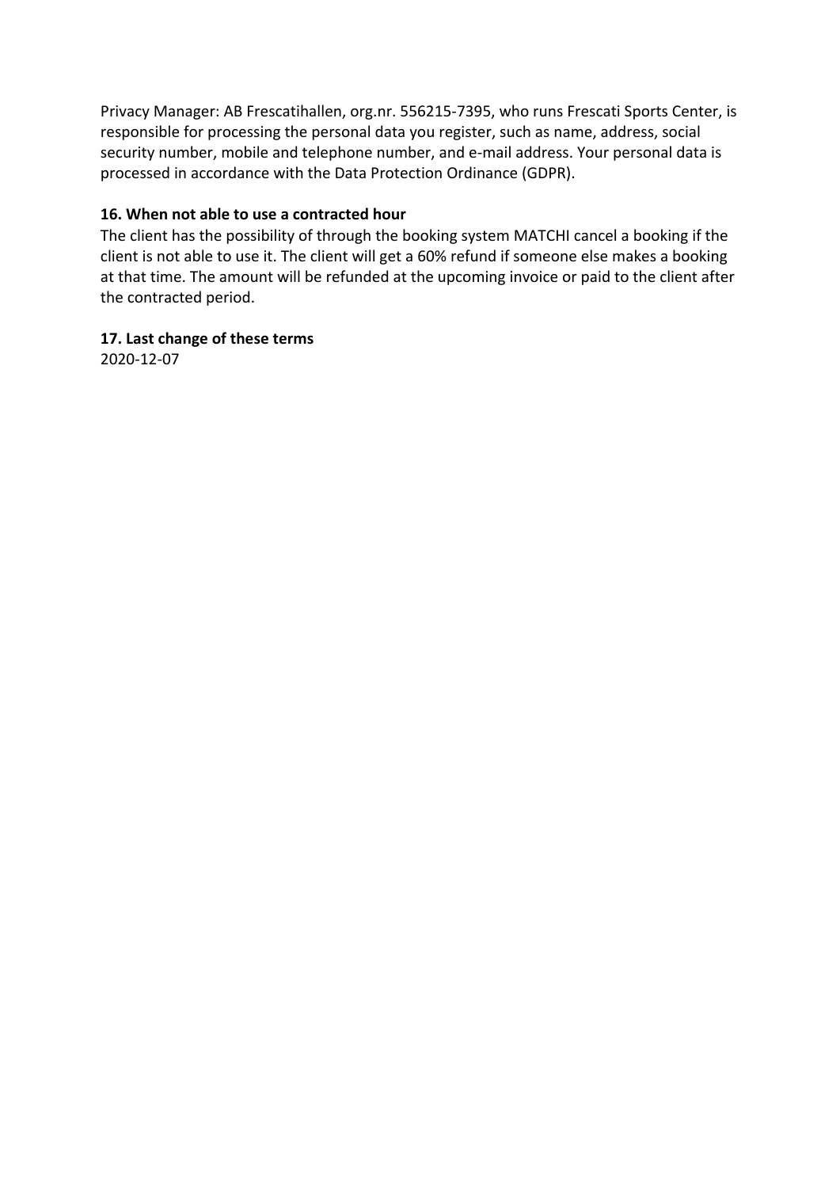Privacy Manager: AB Frescatihallen, org.nr. 556215-7395, who runs Frescati Sports Center, is responsible for processing the personal data you register, such as name, address, social security number, mobile and telephone number, and e-mail address. Your personal data is processed in accordance with the Data Protection Ordinance (GDPR).

**16. When not able to use a contracted hour**

The client has the possibility of through the booking system MATCHI cancel a booking if the client is not able to use it. The client will get a 60% refund if someone else makes a booking at that time. The amount will be refunded at the upcoming invoice or paid to the client after the contracted period.

**17. Last change of these terms**

2020-12-07